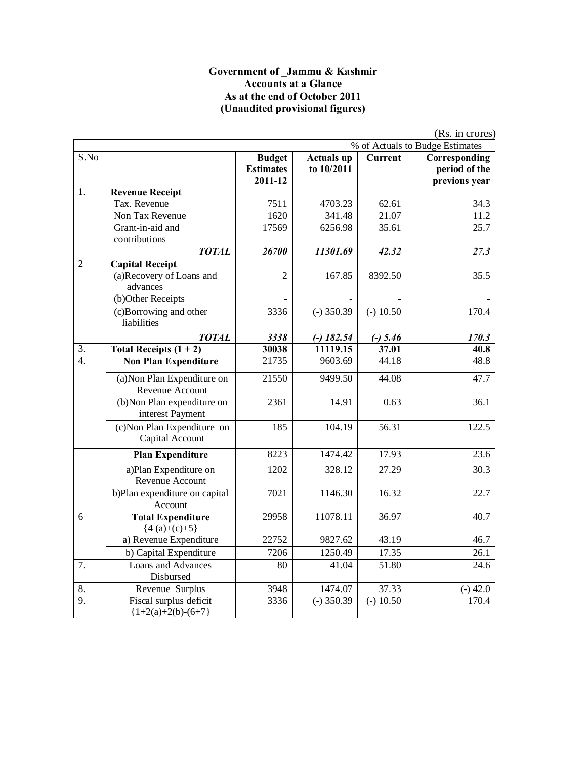**Government of _Jammu & Kashmir**
**Accounts at a Glance**
**As at the end of October 2011**
**(Unaudited provisional figures)**

(Rs. in crores)

| S.No | | Budget Estimates 2011-12 | Actuals up to 10/2011 | % of Actuals to Budge Estimates | |
|---|---|---|---|---|---|
| | | | | Current | Corresponding period of the previous year |
| 1. | **Revenue Receipt** | | | | |
| | Tax. Revenue | 7511 | 4703.23 | 62.61 | 34.3 |
| | Non Tax Revenue | 1620 | 341.48 | 21.07 | 11.2 |
| | Grant-in-aid and contributions | 17569 | 6256.98 | 35.61 | 25.7 |
| | ***TOTAL*** | ***26700*** | ***11301.69*** | ***42.32*** | ***27.3*** |
| 2 | **Capital Receipt** | | | | |
| | (a)Recovery of Loans and advances | 2 | 167.85 | 8392.50 | 35.5 |
| | (b)Other Receipts | - | - | - | - |
| | (c)Borrowing and other liabilities | 3336 | (-) 350.39 | (-) 10.50 | 170.4 |
| | ***TOTAL*** | ***3338*** | ***(-) 182.54*** | ***(-) 5.46*** | ***170.3*** |
| 3. | **Total Receipts (1 + 2)** | **30038** | **11119.15** | **37.01** | **40.8** |
| 4. | **Non Plan Expenditure** | 21735 | 9603.69 | 44.18 | 48.8 |
| | (a)Non Plan Expenditure on Revenue Account | 21550 | 9499.50 | 44.08 | 47.7 |
| | (b)Non Plan expenditure on interest Payment | 2361 | 14.91 | 0.63 | 36.1 |
| | (c)Non Plan Expenditure on Capital Account | 185 | 104.19 | 56.31 | 122.5 |
| | **Plan Expenditure** | 8223 | 1474.42 | 17.93 | 23.6 |
| | a)Plan Expenditure on Revenue Account | 1202 | 328.12 | 27.29 | 30.3 |
| | b)Plan expenditure on capital Account | 7021 | 1146.30 | 16.32 | 22.7 |
| 6 | **Total Expenditure** {4 (a)+(c)+5} | 29958 | 11078.11 | 36.97 | 40.7 |
| | a) Revenue Expenditure | 22752 | 9827.62 | 43.19 | 46.7 |
| | b) Capital Expenditure | 7206 | 1250.49 | 17.35 | 26.1 |
| 7. | Loans and Advances Disbursed | 80 | 41.04 | 51.80 | 24.6 |
| 8. | Revenue Surplus | 3948 | 1474.07 | 37.33 | (-) 42.0 |
| 9. | Fiscal surplus deficit {1+2(a)+2(b)-(6+7} | 3336 | (-) 350.39 | (-) 10.50 | 170.4 |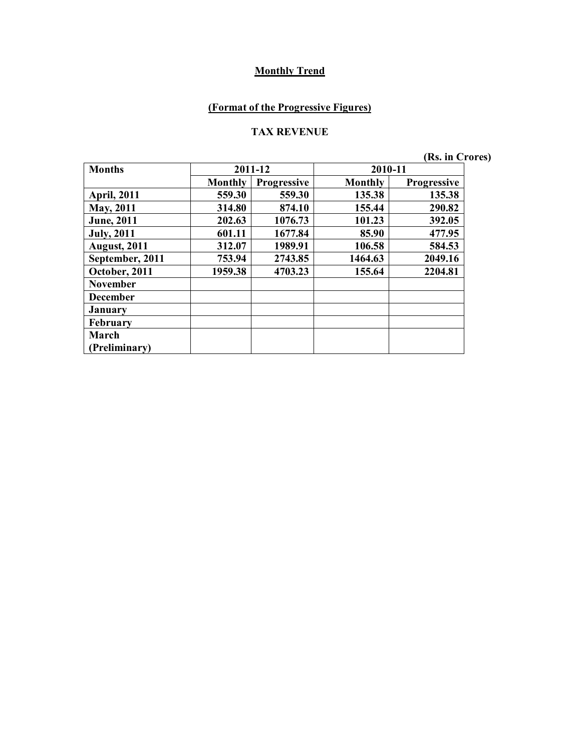## Monthly Trend

### (Format of the Progressive Figures)

### TAX REVENUE

(Rs. in Crores)

| Months | 2011-12 | | 2010-11 | |
|---|---|---|---|---|
| | Monthly | Progressive | Monthly | Progressive |
| April, 2011 | 559.30 | 559.30 | 135.38 | 135.38 |
| May, 2011 | 314.80 | 874.10 | 155.44 | 290.82 |
| June, 2011 | 202.63 | 1076.73 | 101.23 | 392.05 |
| July, 2011 | 601.11 | 1677.84 | 85.90 | 477.95 |
| August, 2011 | 312.07 | 1989.91 | 106.58 | 584.53 |
| September, 2011 | 753.94 | 2743.85 | 1464.63 | 2049.16 |
| October, 2011 | 1959.38 | 4703.23 | 155.64 | 2204.81 |
| November | | | | |
| December | | | | |
| January | | | | |
| February | | | | |
| March (Preliminary) | | | | |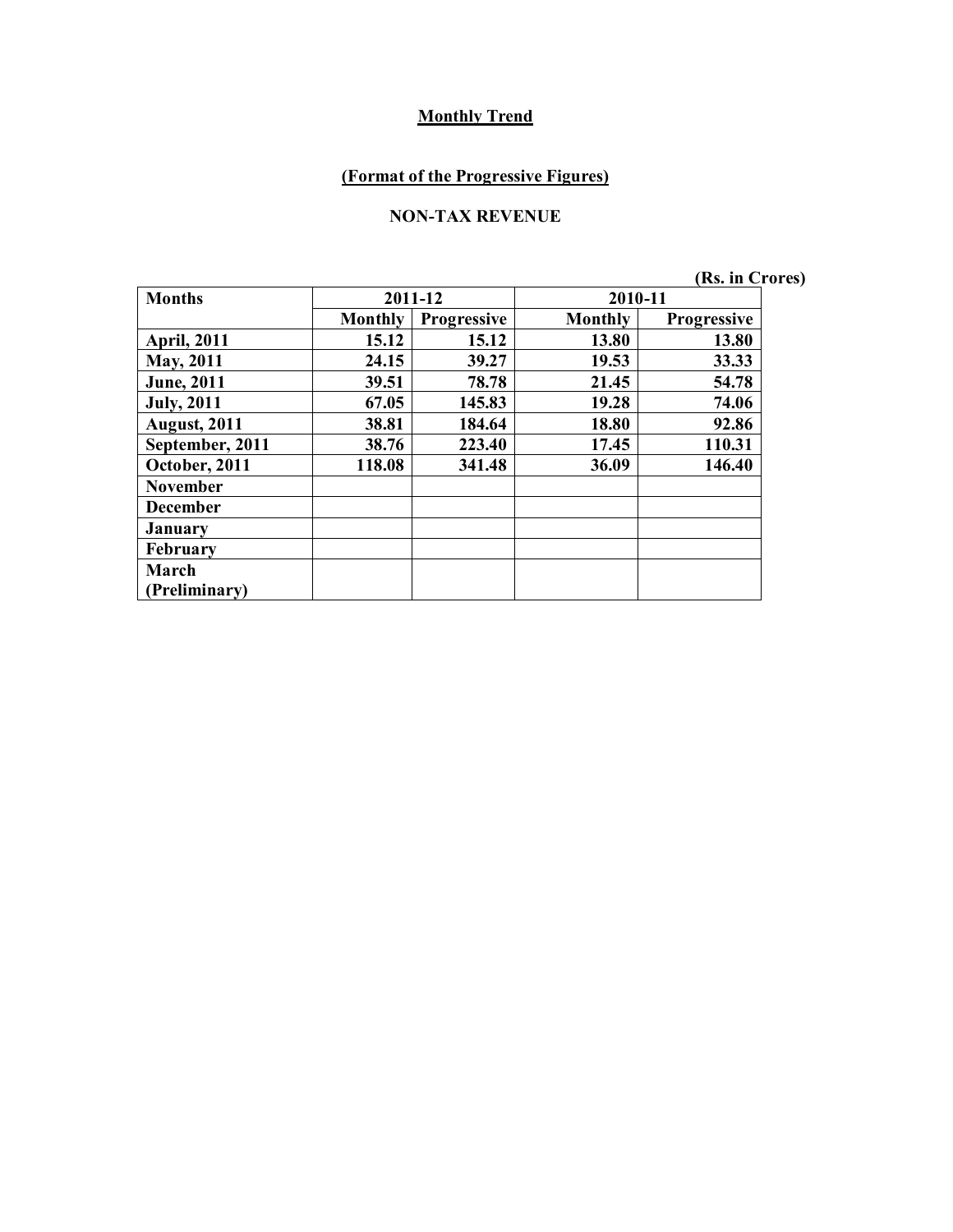## Monthly Trend

### (Format of the Progressive Figures)

### NON-TAX REVENUE

(Rs. in Crores)

| Months | 2011-12 | | 2010-11 | |
|---|---|---|---|---|
| | Monthly | Progressive | Monthly | Progressive |
| April, 2011 | 15.12 | 15.12 | 13.80 | 13.80 |
| May, 2011 | 24.15 | 39.27 | 19.53 | 33.33 |
| June, 2011 | 39.51 | 78.78 | 21.45 | 54.78 |
| July, 2011 | 67.05 | 145.83 | 19.28 | 74.06 |
| August, 2011 | 38.81 | 184.64 | 18.80 | 92.86 |
| September, 2011 | 38.76 | 223.40 | 17.45 | 110.31 |
| October, 2011 | 118.08 | 341.48 | 36.09 | 146.40 |
| November | | | | |
| December | | | | |
| January | | | | |
| February | | | | |
| March (Preliminary) | | | | |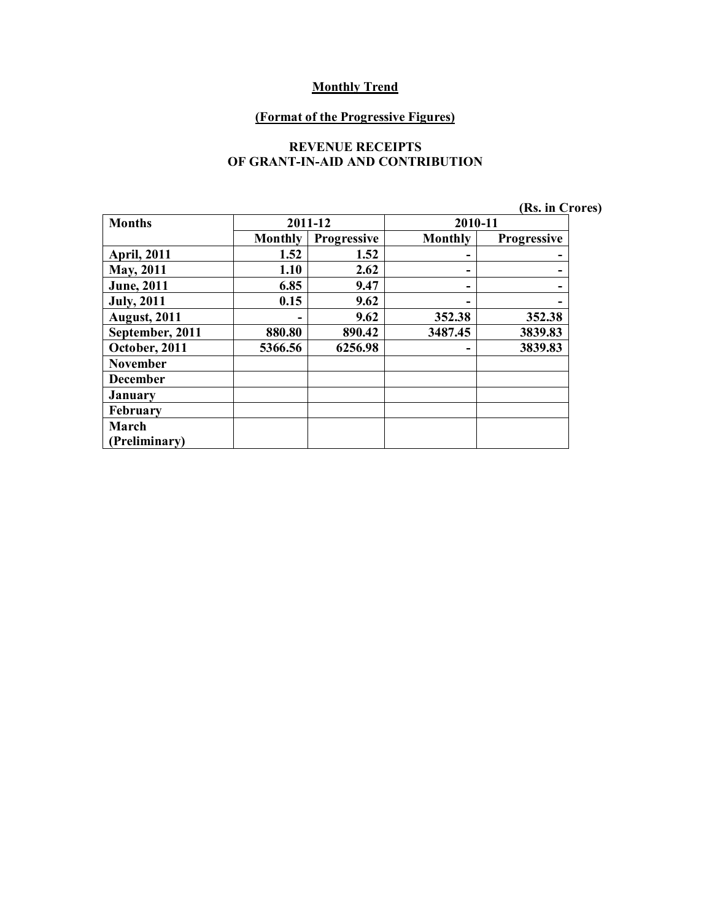**Monthly Trend**

**(Format of the Progressive Figures)**

**REVENUE RECEIPTS**
**OF GRANT-IN-AID AND CONTRIBUTION**

**(Rs. in Crores)**

| Months | 2011-12 | | 2010-11 | |
|---|---|---|---|---|
| | Monthly | Progressive | Monthly | Progressive |
| April, 2011 | 1.52 | 1.52 | - | - |
| May, 2011 | 1.10 | 2.62 | - | - |
| June, 2011 | 6.85 | 9.47 | - | - |
| July, 2011 | 0.15 | 9.62 | - | - |
| August, 2011 | - | 9.62 | 352.38 | 352.38 |
| September, 2011 | 880.80 | 890.42 | 3487.45 | 3839.83 |
| October, 2011 | 5366.56 | 6256.98 | - | 3839.83 |
| November | | | | |
| December | | | | |
| January | | | | |
| February | | | | |
| March (Preliminary) | | | | |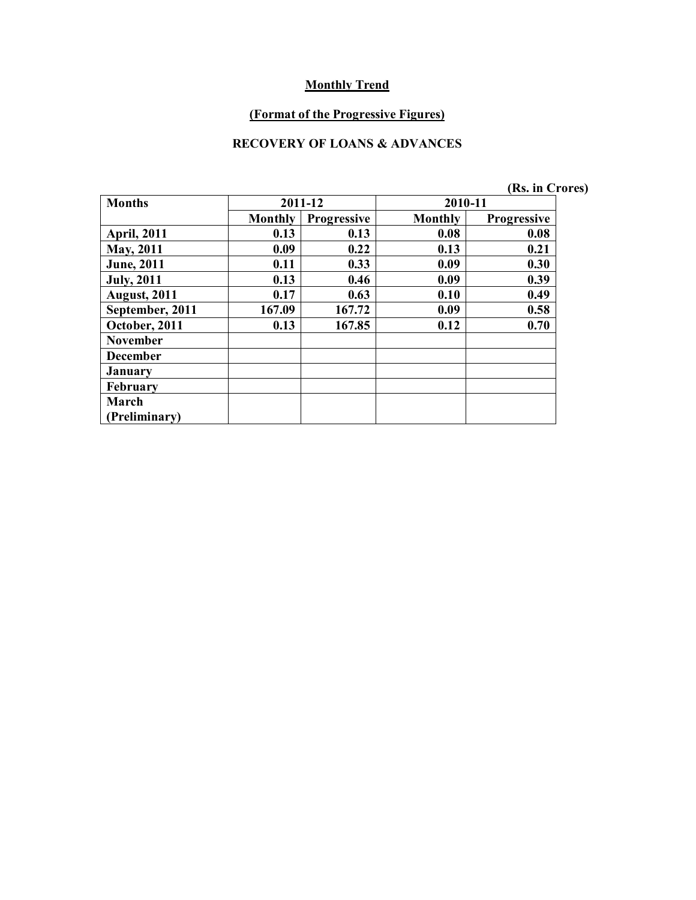**Monthly Trend**

**(Format of the Progressive Figures)**

**RECOVERY OF LOANS & ADVANCES**

(Rs. in Crores)

| Months | 2011-12 | | 2010-11 | |
|---|---|---|---|---|
| | Monthly | Progressive | Monthly | Progressive |
| April, 2011 | 0.13 | 0.13 | 0.08 | 0.08 |
| May, 2011 | 0.09 | 0.22 | 0.13 | 0.21 |
| June, 2011 | 0.11 | 0.33 | 0.09 | 0.30 |
| July, 2011 | 0.13 | 0.46 | 0.09 | 0.39 |
| August, 2011 | 0.17 | 0.63 | 0.10 | 0.49 |
| September, 2011 | 167.09 | 167.72 | 0.09 | 0.58 |
| October, 2011 | 0.13 | 167.85 | 0.12 | 0.70 |
| November | | | | |
| December | | | | |
| January | | | | |
| February | | | | |
| March (Preliminary) | | | | |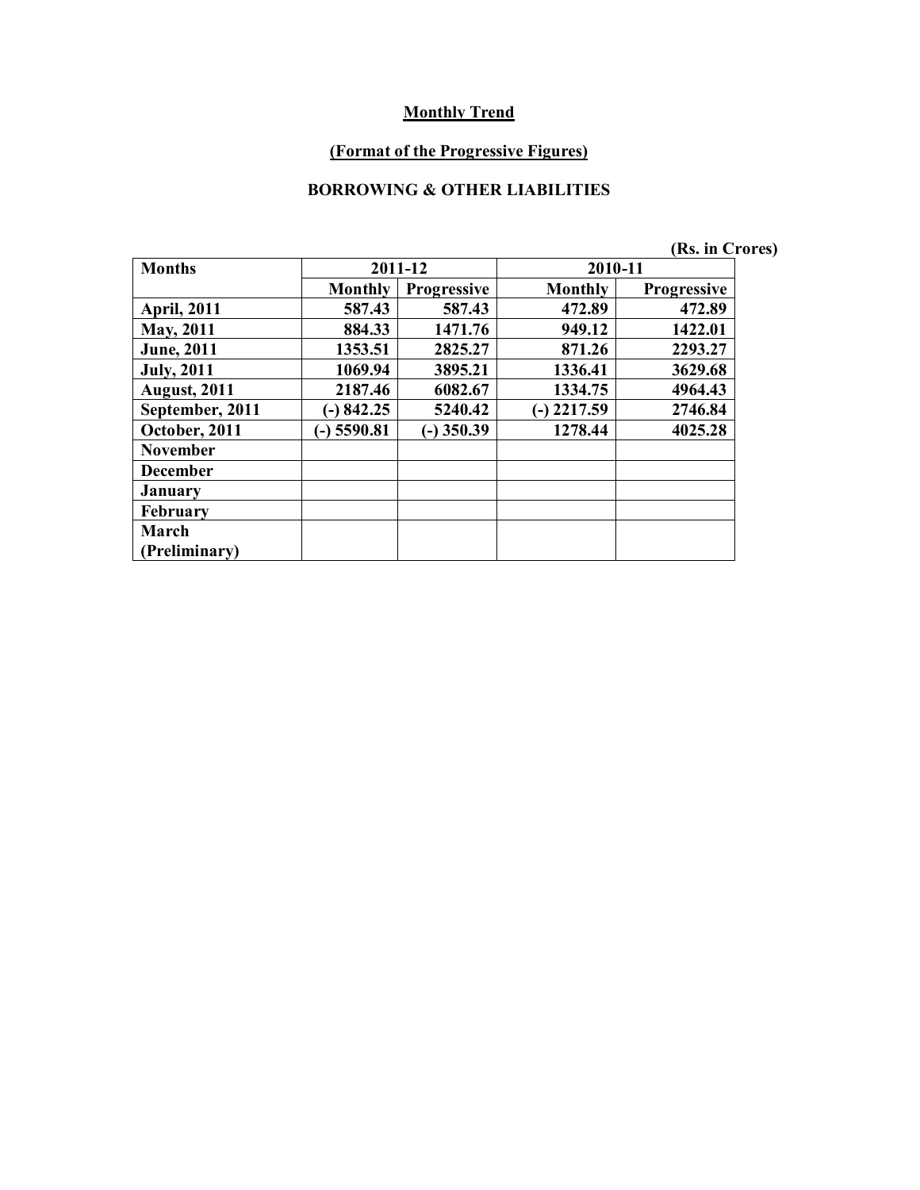**Monthly Trend**

**(Format of the Progressive Figures)**

**BORROWING & OTHER LIABILITIES**

(Rs. in Crores)

| Months | 2011-12 | | 2010-11 | |
|---|---|---|---|---|
| | Monthly | Progressive | Monthly | Progressive |
| April, 2011 | 587.43 | 587.43 | 472.89 | 472.89 |
| May, 2011 | 884.33 | 1471.76 | 949.12 | 1422.01 |
| June, 2011 | 1353.51 | 2825.27 | 871.26 | 2293.27 |
| July, 2011 | 1069.94 | 3895.21 | 1336.41 | 3629.68 |
| August, 2011 | 2187.46 | 6082.67 | 1334.75 | 4964.43 |
| September, 2011 | (-) 842.25 | 5240.42 | (-) 2217.59 | 2746.84 |
| October, 2011 | (-) 5590.81 | (-) 350.39 | 1278.44 | 4025.28 |
| November | | | | |
| December | | | | |
| January | | | | |
| February | | | | |
| March (Preliminary) | | | | |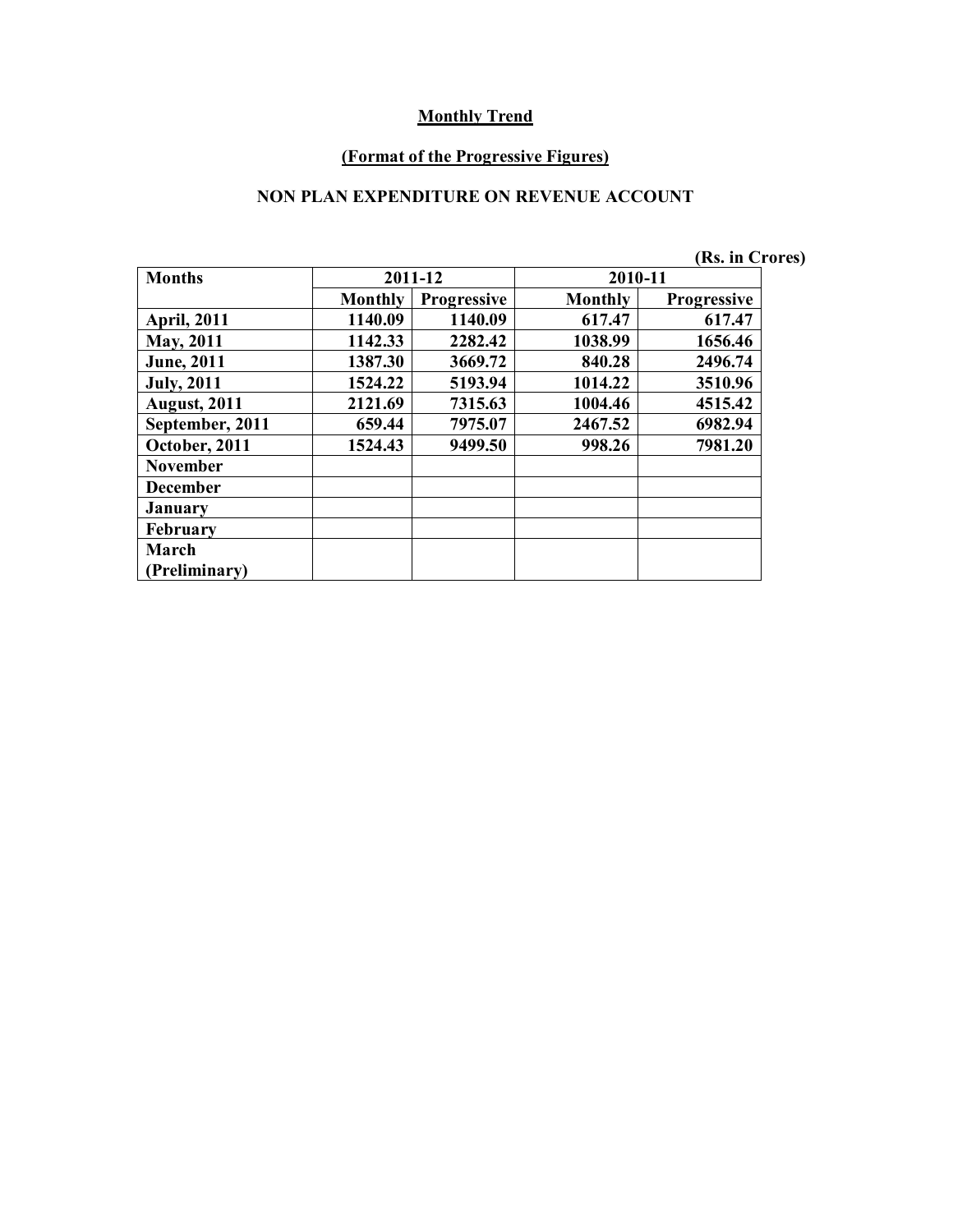## Monthly Trend

### (Format of the Progressive Figures)

### NON PLAN EXPENDITURE ON REVENUE ACCOUNT

(Rs. in Crores)

| Months | 2011-12 | | 2010-11 | |
|---|---|---|---|---|
| | Monthly | Progressive | Monthly | Progressive |
| April, 2011 | 1140.09 | 1140.09 | 617.47 | 617.47 |
| May, 2011 | 1142.33 | 2282.42 | 1038.99 | 1656.46 |
| June, 2011 | 1387.30 | 3669.72 | 840.28 | 2496.74 |
| July, 2011 | 1524.22 | 5193.94 | 1014.22 | 3510.96 |
| August, 2011 | 2121.69 | 7315.63 | 1004.46 | 4515.42 |
| September, 2011 | 659.44 | 7975.07 | 2467.52 | 6982.94 |
| October, 2011 | 1524.43 | 9499.50 | 998.26 | 7981.20 |
| November | | | | |
| December | | | | |
| January | | | | |
| February | | | | |
| March (Preliminary) | | | | |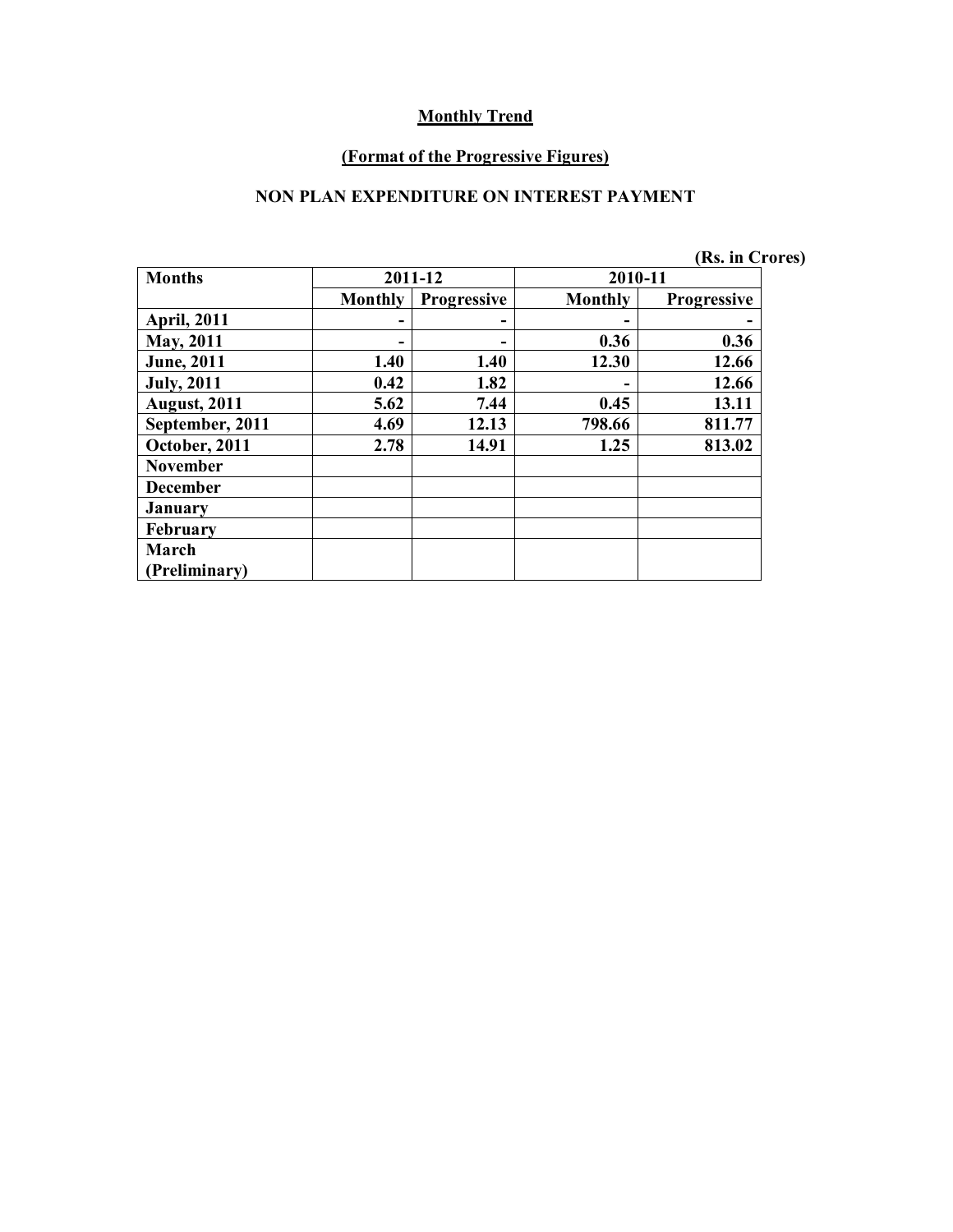**Monthly Trend**

**(Format of the Progressive Figures)**

**NON PLAN EXPENDITURE ON INTEREST PAYMENT**

**(Rs. in Crores)**

| Months | 2011-12 | | 2010-11 | |
|---|---|---|---|---|
| | Monthly | Progressive | Monthly | Progressive |
| April, 2011 | - | - | - | - |
| May, 2011 | - | - | 0.36 | 0.36 |
| June, 2011 | 1.40 | 1.40 | 12.30 | 12.66 |
| July, 2011 | 0.42 | 1.82 | - | 12.66 |
| August, 2011 | 5.62 | 7.44 | 0.45 | 13.11 |
| September, 2011 | 4.69 | 12.13 | 798.66 | 811.77 |
| October, 2011 | 2.78 | 14.91 | 1.25 | 813.02 |
| November | | | | |
| December | | | | |
| January | | | | |
| February | | | | |
| March (Preliminary) | | | | |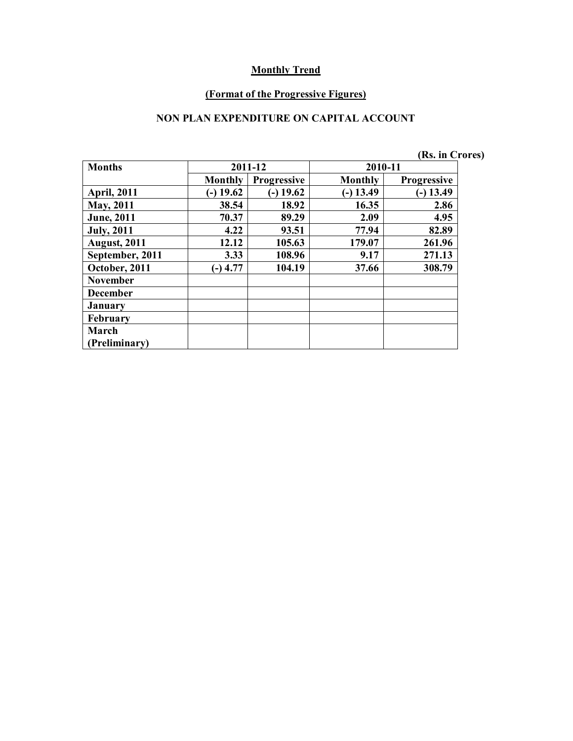**Monthly Trend**

**(Format of the Progressive Figures)**

**NON PLAN EXPENDITURE ON CAPITAL ACCOUNT**

(Rs. in Crores)

| Months | 2011-12 | | 2010-11 | |
|---|---|---|---|---|
| | Monthly | Progressive | Monthly | Progressive |
| April, 2011 | (-) 19.62 | (-) 19.62 | (-) 13.49 | (-) 13.49 |
| May, 2011 | 38.54 | 18.92 | 16.35 | 2.86 |
| June, 2011 | 70.37 | 89.29 | 2.09 | 4.95 |
| July, 2011 | 4.22 | 93.51 | 77.94 | 82.89 |
| August, 2011 | 12.12 | 105.63 | 179.07 | 261.96 |
| September, 2011 | 3.33 | 108.96 | 9.17 | 271.13 |
| October, 2011 | (-) 4.77 | 104.19 | 37.66 | 308.79 |
| November | | | | |
| December | | | | |
| January | | | | |
| February | | | | |
| March (Preliminary) | | | | |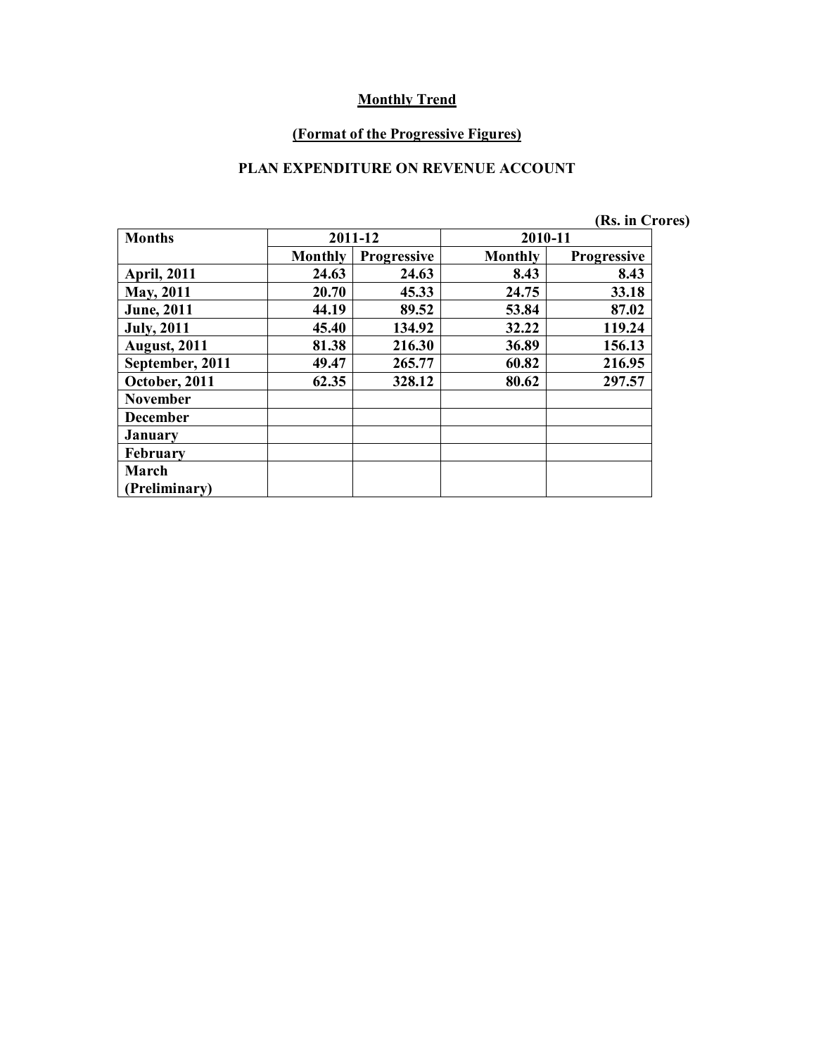## Monthly Trend

### (Format of the Progressive Figures)

### PLAN EXPENDITURE ON REVENUE ACCOUNT

(Rs. in Crores)

| Months | 2011-12 | | 2010-11 | |
|---|---|---|---|---|
| | Monthly | Progressive | Monthly | Progressive |
| April, 2011 | 24.63 | 24.63 | 8.43 | 8.43 |
| May, 2011 | 20.70 | 45.33 | 24.75 | 33.18 |
| June, 2011 | 44.19 | 89.52 | 53.84 | 87.02 |
| July, 2011 | 45.40 | 134.92 | 32.22 | 119.24 |
| August, 2011 | 81.38 | 216.30 | 36.89 | 156.13 |
| September, 2011 | 49.47 | 265.77 | 60.82 | 216.95 |
| October, 2011 | 62.35 | 328.12 | 80.62 | 297.57 |
| November | | | | |
| December | | | | |
| January | | | | |
| February | | | | |
| March (Preliminary) | | | | |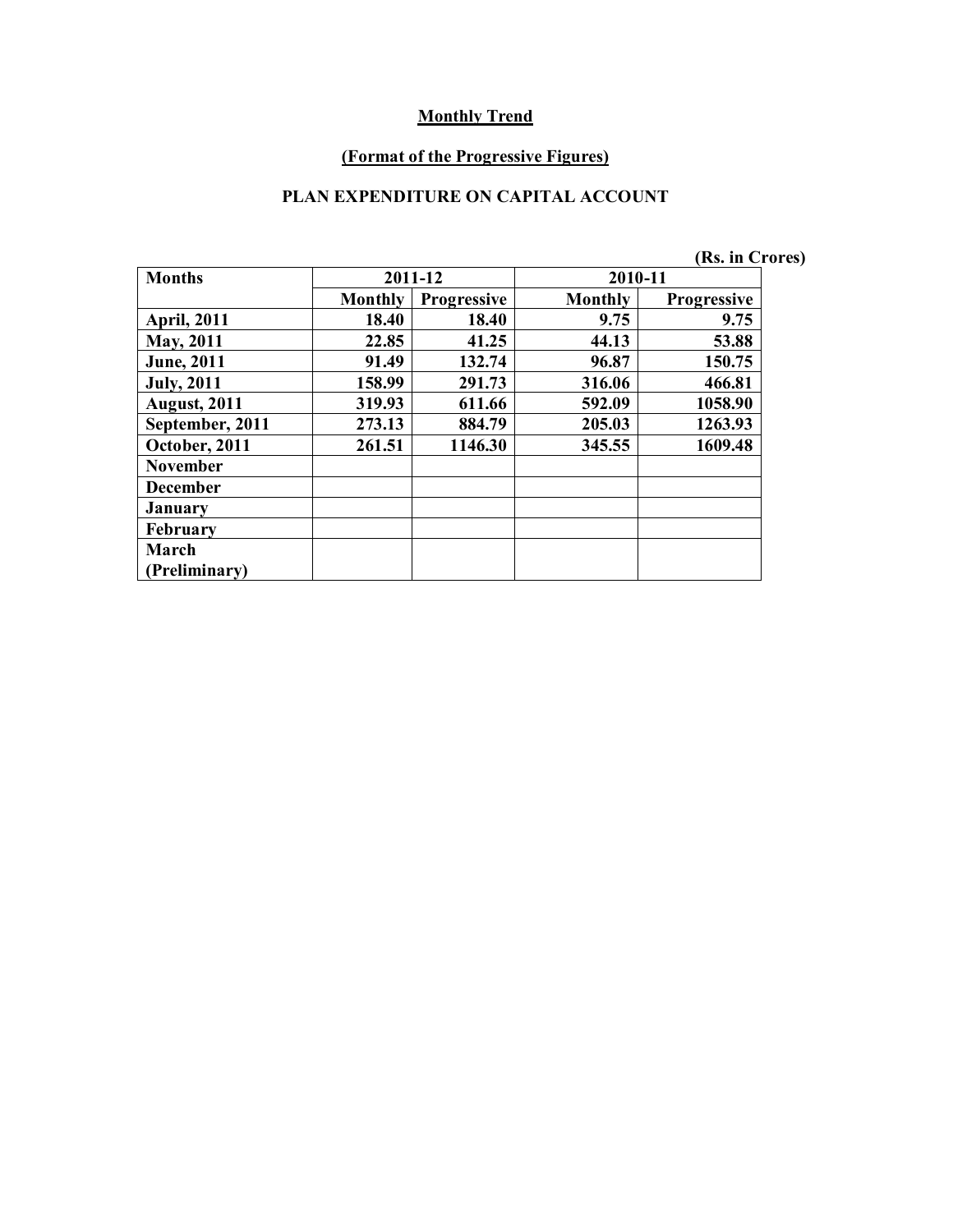## Monthly Trend

### (Format of the Progressive Figures)

### PLAN EXPENDITURE ON CAPITAL ACCOUNT

(Rs. in Crores)

| Months | 2011-12 | | 2010-11 | |
|---|---|---|---|---|
| | Monthly | Progressive | Monthly | Progressive |
| April, 2011 | 18.40 | 18.40 | 9.75 | 9.75 |
| May, 2011 | 22.85 | 41.25 | 44.13 | 53.88 |
| June, 2011 | 91.49 | 132.74 | 96.87 | 150.75 |
| July, 2011 | 158.99 | 291.73 | 316.06 | 466.81 |
| August, 2011 | 319.93 | 611.66 | 592.09 | 1058.90 |
| September, 2011 | 273.13 | 884.79 | 205.03 | 1263.93 |
| October, 2011 | 261.51 | 1146.30 | 345.55 | 1609.48 |
| November | | | | |
| December | | | | |
| January | | | | |
| February | | | | |
| March (Preliminary) | | | | |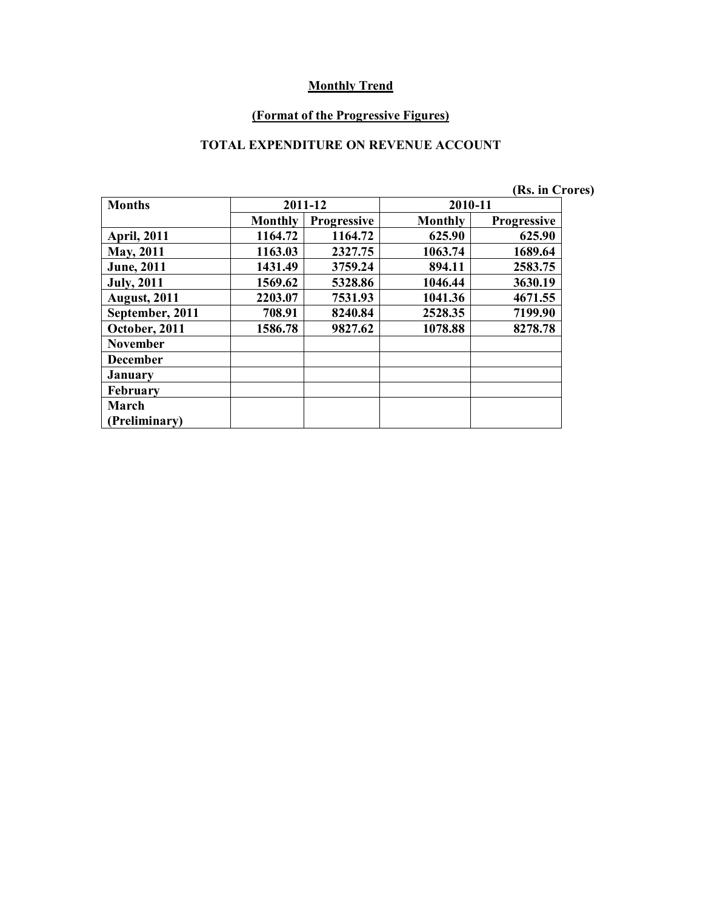**Monthly Trend**

**(Format of the Progressive Figures)**

**TOTAL EXPENDITURE ON REVENUE ACCOUNT**

**(Rs. in Crores)**

| Months | 2011-12 | | 2010-11 | |
|---|---|---|---|---|
| | Monthly | Progressive | Monthly | Progressive |
| April, 2011 | 1164.72 | 1164.72 | 625.90 | 625.90 |
| May, 2011 | 1163.03 | 2327.75 | 1063.74 | 1689.64 |
| June, 2011 | 1431.49 | 3759.24 | 894.11 | 2583.75 |
| July, 2011 | 1569.62 | 5328.86 | 1046.44 | 3630.19 |
| August, 2011 | 2203.07 | 7531.93 | 1041.36 | 4671.55 |
| September, 2011 | 708.91 | 8240.84 | 2528.35 | 7199.90 |
| October, 2011 | 1586.78 | 9827.62 | 1078.88 | 8278.78 |
| November | | | | |
| December | | | | |
| January | | | | |
| February | | | | |
| March (Preliminary) | | | | |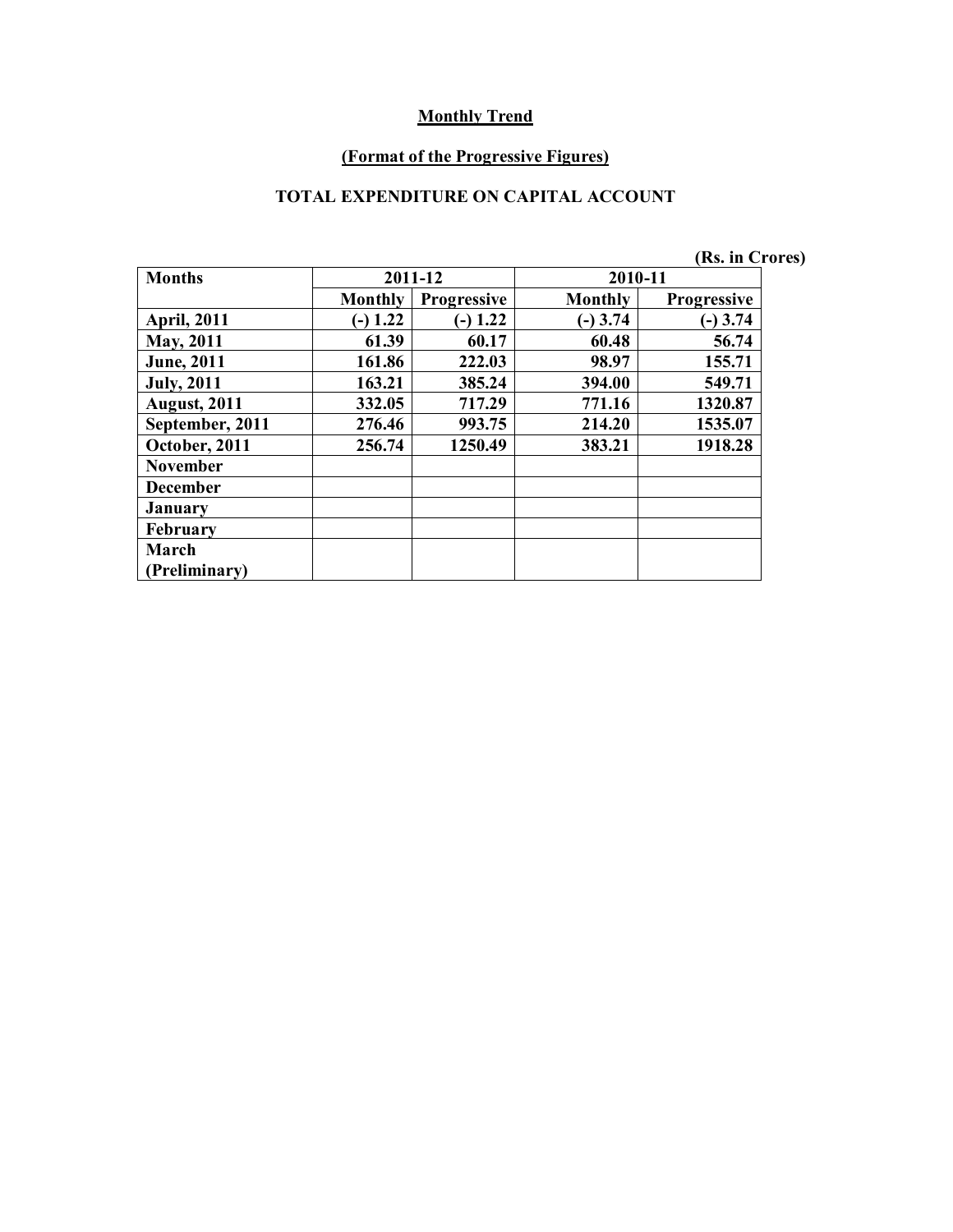**Monthly Trend**

**(Format of the Progressive Figures)**

**TOTAL EXPENDITURE ON CAPITAL ACCOUNT**

(Rs. in Crores)

| Months | 2011-12 | | 2010-11 | |
|---|---|---|---|---|
| | Monthly | Progressive | Monthly | Progressive |
| April, 2011 | (-) 1.22 | (-) 1.22 | (-) 3.74 | (-) 3.74 |
| May, 2011 | 61.39 | 60.17 | 60.48 | 56.74 |
| June, 2011 | 161.86 | 222.03 | 98.97 | 155.71 |
| July, 2011 | 163.21 | 385.24 | 394.00 | 549.71 |
| August, 2011 | 332.05 | 717.29 | 771.16 | 1320.87 |
| September, 2011 | 276.46 | 993.75 | 214.20 | 1535.07 |
| October, 2011 | 256.74 | 1250.49 | 383.21 | 1918.28 |
| November | | | | |
| December | | | | |
| January | | | | |
| February | | | | |
| March (Preliminary) | | | | |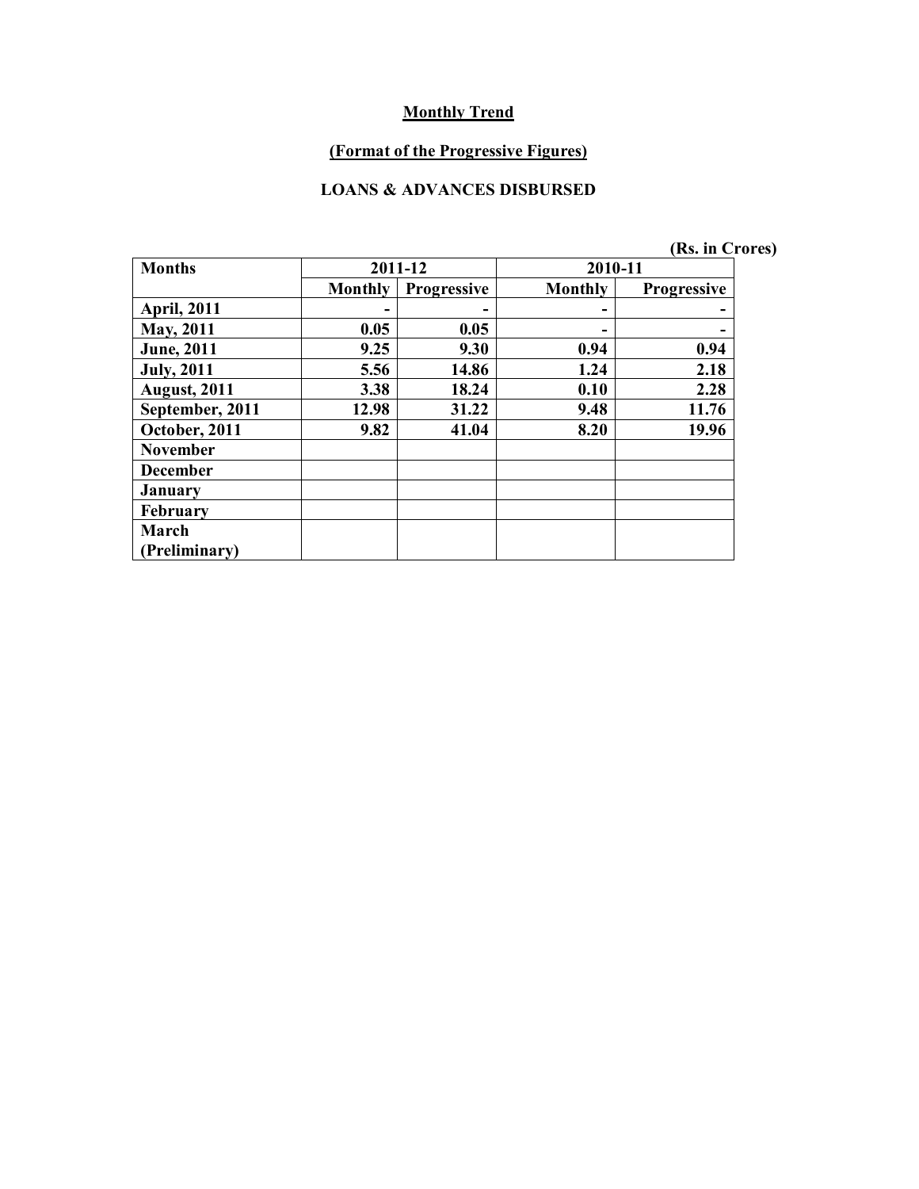**Monthly Trend**

**(Format of the Progressive Figures)**

**LOANS & ADVANCES DISBURSED**

**(Rs. in Crores)**

| Months | 2011-12 | | 2010-11 | |
|---|---|---|---|---|
| | Monthly | Progressive | Monthly | Progressive |
| April, 2011 | - | - | - | - |
| May, 2011 | 0.05 | 0.05 | - | - |
| June, 2011 | 9.25 | 9.30 | 0.94 | 0.94 |
| July, 2011 | 5.56 | 14.86 | 1.24 | 2.18 |
| August, 2011 | 3.38 | 18.24 | 0.10 | 2.28 |
| September, 2011 | 12.98 | 31.22 | 9.48 | 11.76 |
| October, 2011 | 9.82 | 41.04 | 8.20 | 19.96 |
| November | | | | |
| December | | | | |
| January | | | | |
| February | | | | |
| March (Preliminary) | | | | |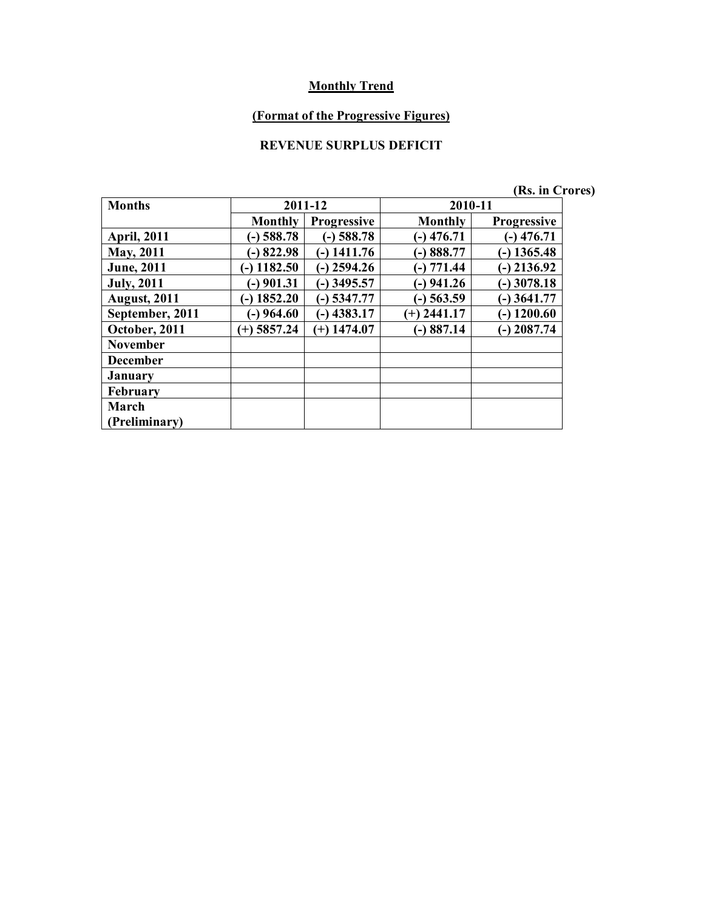**Monthly Trend**

**(Format of the Progressive Figures)**

**REVENUE SURPLUS DEFICIT**

(Rs. in Crores)

| Months | 2011-12 | | 2010-11 | |
|---|---|---|---|---|
| | Monthly | Progressive | Monthly | Progressive |
| April, 2011 | (-) 588.78 | (-) 588.78 | (-) 476.71 | (-) 476.71 |
| May, 2011 | (-) 822.98 | (-) 1411.76 | (-) 888.77 | (-) 1365.48 |
| June, 2011 | (-) 1182.50 | (-) 2594.26 | (-) 771.44 | (-) 2136.92 |
| July, 2011 | (-) 901.31 | (-) 3495.57 | (-) 941.26 | (-) 3078.18 |
| August, 2011 | (-) 1852.20 | (-) 5347.77 | (-) 563.59 | (-) 3641.77 |
| September, 2011 | (-) 964.60 | (-) 4383.17 | (+) 2441.17 | (-) 1200.60 |
| October, 2011 | (+) 5857.24 | (+) 1474.07 | (-) 887.14 | (-) 2087.74 |
| November | | | | |
| December | | | | |
| January | | | | |
| February | | | | |
| March (Preliminary) | | | | |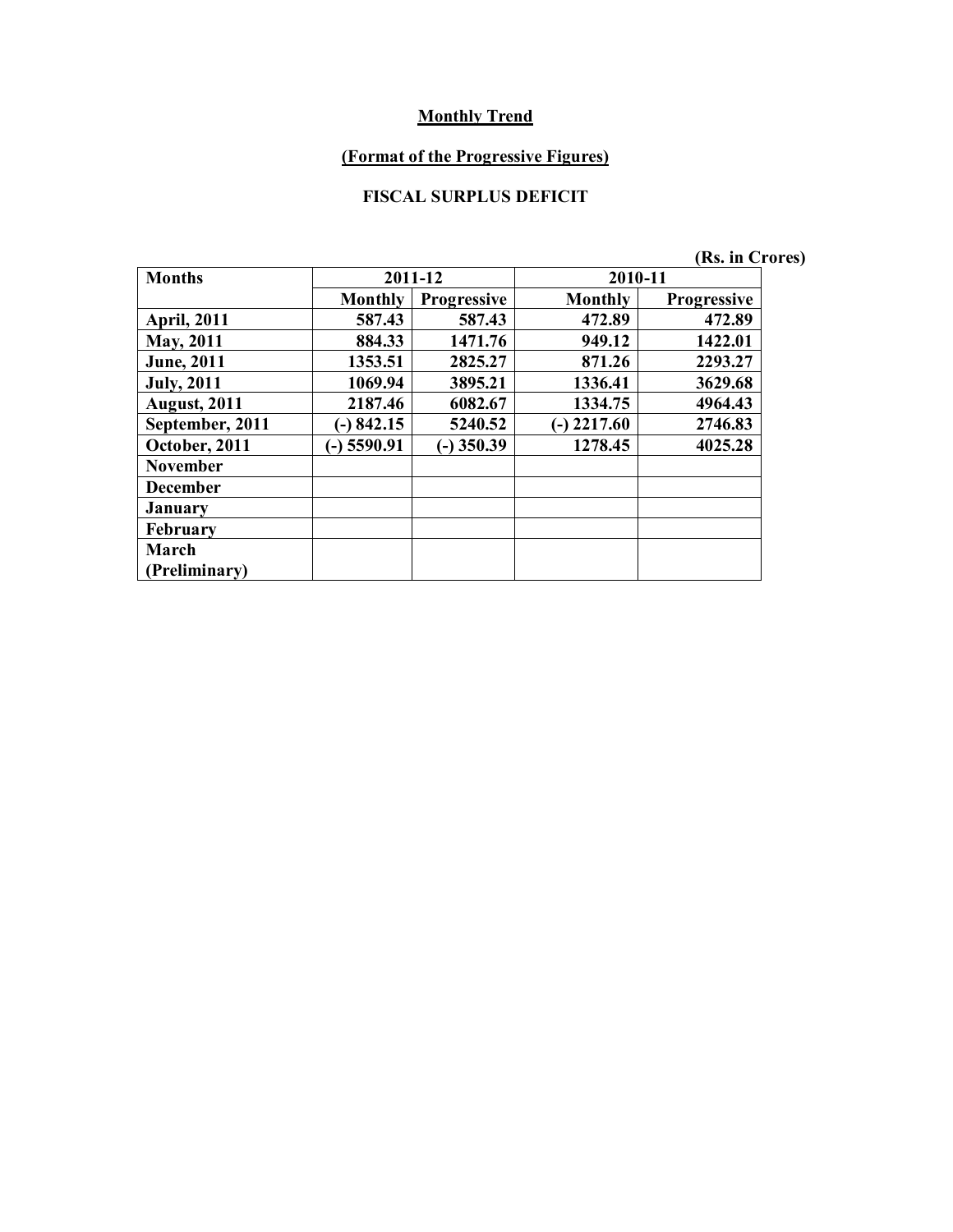**Monthly Trend**

**(Format of the Progressive Figures)**

**FISCAL SURPLUS DEFICIT**

(Rs. in Crores)

| Months | 2011-12 | | 2010-11 | |
|---|---|---|---|---|
| | Monthly | Progressive | Monthly | Progressive |
| April, 2011 | 587.43 | 587.43 | 472.89 | 472.89 |
| May, 2011 | 884.33 | 1471.76 | 949.12 | 1422.01 |
| June, 2011 | 1353.51 | 2825.27 | 871.26 | 2293.27 |
| July, 2011 | 1069.94 | 3895.21 | 1336.41 | 3629.68 |
| August, 2011 | 2187.46 | 6082.67 | 1334.75 | 4964.43 |
| September, 2011 | (-) 842.15 | 5240.52 | (-) 2217.60 | 2746.83 |
| October, 2011 | (-) 5590.91 | (-) 350.39 | 1278.45 | 4025.28 |
| November | | | | |
| December | | | | |
| January | | | | |
| February | | | | |
| March (Preliminary) | | | | |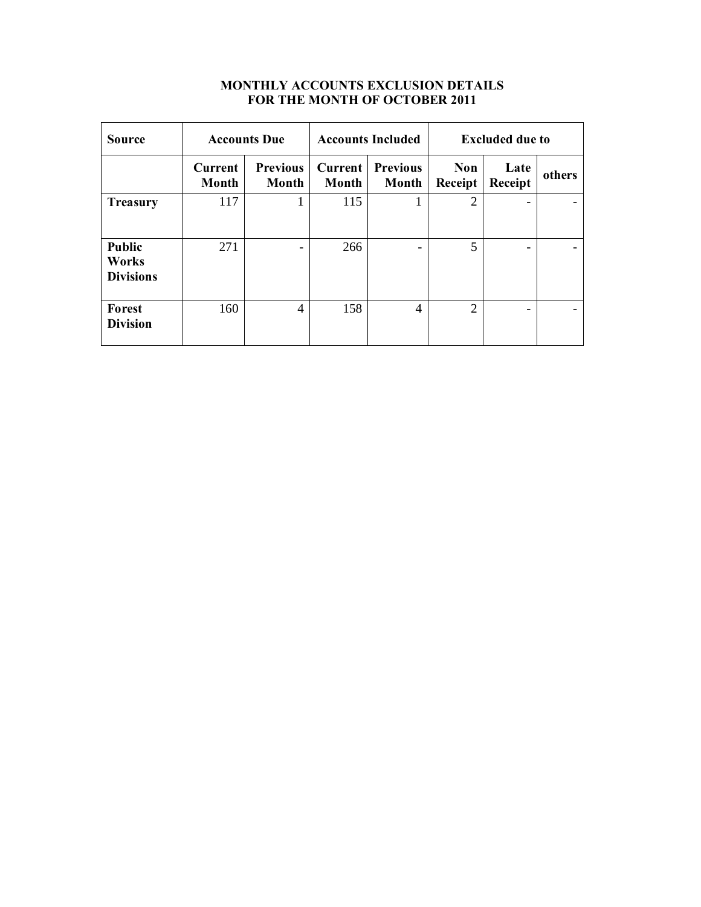**MONTHLY ACCOUNTS EXCLUSION DETAILS**
**FOR THE MONTH OF OCTOBER 2011**

| Source | Accounts Due | | Accounts Included | | Excluded due to | | |
|---|---|---|---|---|---|---|---|
| | Current Month | Previous Month | Current Month | Previous Month | Non Receipt | Late Receipt | others |
| **Treasury** | 117 | 1 | 115 | 1 | 2 | - | - |
| **Public Works Divisions** | 271 | - | 266 | - | 5 | - | - |
| **Forest Division** | 160 | 4 | 158 | 4 | 2 | - | - |